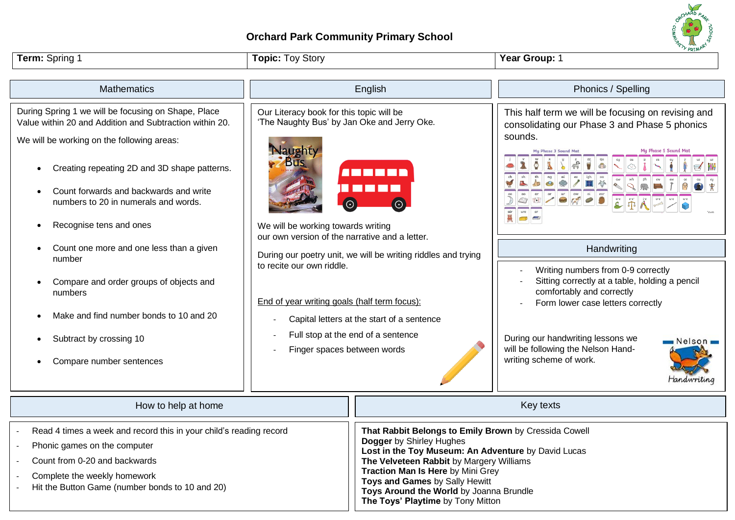# Orchard Park Community Primary School

| **Term:** Spring 1 | **Topic:** Toy Story | **Year Group:** 1 |
|---|---|---|

## Mathematics

During Spring 1 we will be focusing on Shape, Place Value within 20 and Addition and Subtraction within 20.

We will be working on the following areas:

- Creating repeating 2D and 3D shape patterns.
- Count forwards and backwards and write numbers to 20 in numerals and words.
- Recognise tens and ones
- Count one more and one less than a given number
- Compare and order groups of objects and numbers
- Make and find number bonds to 10 and 20
- Subtract by crossing 10
- Compare number sentences

## English

Our Literacy book for this topic will be 'The Naughty Bus' by Jan Oke and Jerry Oke.

We will be working towards writing our own version of the narrative and a letter.

During our poetry unit, we will be writing riddles and trying to recite our own riddle.

<u>End of year writing goals (half term focus):</u>

- Capital letters at the start of a sentence
- Full stop at the end of a sentence
- Finger spaces between words

## Phonics / Spelling

This half term we will be focusing on revising and consolidating our Phase 3 and Phase 5 phonics sounds.

## Handwriting

- Writing numbers from 0-9 correctly
- Sitting correctly at a table, holding a pencil comfortably and correctly
- Form lower case letters correctly

During our handwriting lessons we will be following the Nelson Hand-writing scheme of work.

## How to help at home

- Read 4 times a week and record this in your child's reading record
- Phonic games on the computer
- Count from 0-20 and backwards
- Complete the weekly homework
- Hit the Button Game (number bonds to 10 and 20)

## Key texts

**That Rabbit Belongs to Emily Brown** by Cressida Cowell
**Dogger** by Shirley Hughes
**Lost in the Toy Museum: An Adventure** by David Lucas
**The Velveteen Rabbit** by Margery Williams
**Traction Man Is Here** by Mini Grey
**Toys and Games** by Sally Hewitt
**Toys Around the World** by Joanna Brundle
**The Toys' Playtime** by Tony Mitton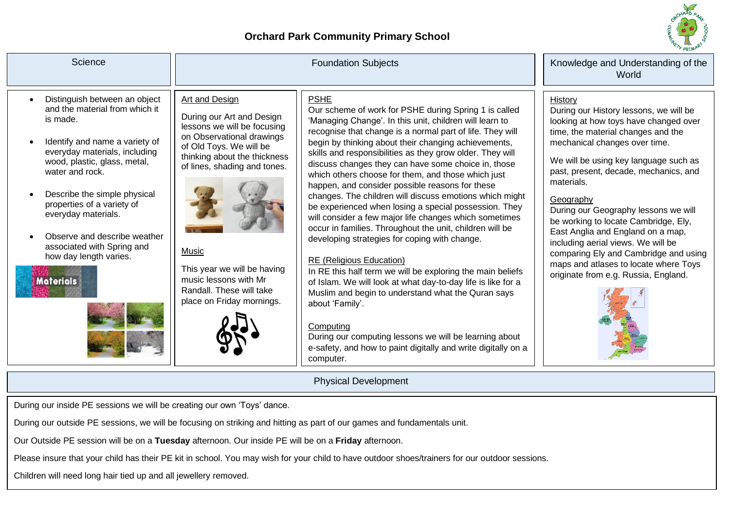# Orchard Park Community Primary School

## Science

- Distinguish between an object and the material from which it is made.
- Identify and name a variety of everyday materials, including wood, plastic, glass, metal, water and rock.
- Describe the simple physical properties of a variety of everyday materials.
- Observe and describe weather associated with Spring and how day length varies.

Materials

## Foundation Subjects

### Art and Design

During our Art and Design lessons we will be focusing on Observational drawings of Old Toys. We will be thinking about the thickness of lines, shading and tones.

### Music

This year we will be having music lessons with Mr Randall. These will take place on Friday mornings.

### PSHE

Our scheme of work for PSHE during Spring 1 is called 'Managing Change'. In this unit, children will learn to recognise that change is a normal part of life. They will begin by thinking about their changing achievements, skills and responsibilities as they grow older. They will discuss changes they can have some choice in, those which others choose for them, and those which just happen, and consider possible reasons for these changes. The children will discuss emotions which might be experienced when losing a special possession. They will consider a few major life changes which sometimes occur in families. Throughout the unit, children will be developing strategies for coping with change.

### RE (Religious Education)

In RE this half term we will be exploring the main beliefs of Islam. We will look at what day-to-day life is like for a Muslim and begin to understand what the Quran says about 'Family'.

### Computing

During our computing lessons we will be learning about e-safety, and how to paint digitally and write digitally on a computer.

## Knowledge and Understanding of the World

### History

During our History lessons, we will be looking at how toys have changed over time, the material changes and the mechanical changes over time.

We will be using key language such as past, present, decade, mechanics, and materials.

### Geography

During our Geography lessons we will be working to locate Cambridge, Ely, East Anglia and England on a map, including aerial views. We will be comparing Ely and Cambridge and using maps and atlases to locate where Toys originate from e.g. Russia, England.

## Physical Development

During our inside PE sessions we will be creating our own 'Toys' dance.

During our outside PE sessions, we will be focusing on striking and hitting as part of our games and fundamentals unit.

Our Outside PE session will be on a **Tuesday** afternoon. Our inside PE will be on a **Friday** afternoon.

Please insure that your child has their PE kit in school. You may wish for your child to have outdoor shoes/trainers for our outdoor sessions.

Children will need long hair tied up and all jewellery removed.